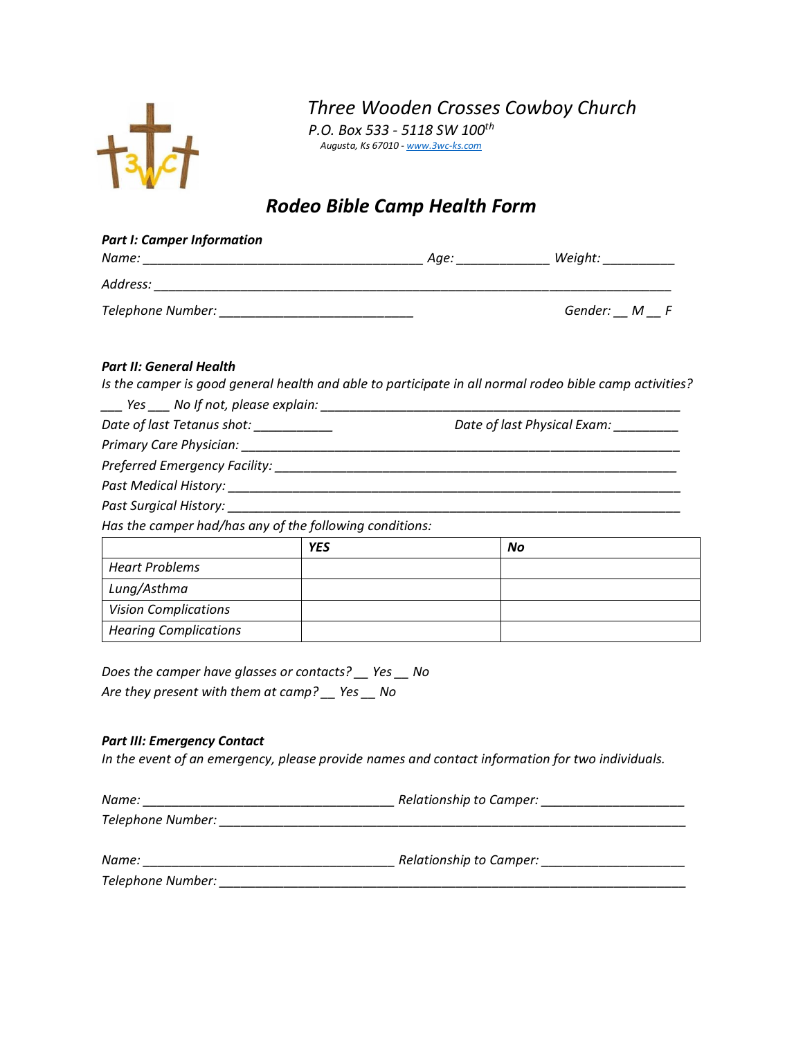# *Three Wooden Crosses Cowboy Church*

*P.O. Box 533 - 5118 SW 100th*

*Augusta, Ks 67010 - www.3wc-ks.com*

## *Rodeo Bible Camp Health Form*

***Part I: Camper Information***

*Name:* _______________________________________ *Age:* _____________ *Weight:* __________

*Address:* ___________________________________________________________________________

*Telephone Number:* ___________________________ *Gender:* __ *M* __ *F*

***Part II: General Health***

*Is the camper is good general health and able to participate in all normal rodeo bible camp activities?*

___ *Yes* ___ *No If not, please explain:* ____________________________________________________

*Date of last Tetanus shot:* ___________ *Date of last Physical Exam:* _________

*Primary Care Physician:* ________________________________________________________________

*Preferred Emergency Facility:* ___________________________________________________________

*Past Medical History:* _________________________________________________________________

*Past Surgical History:* _________________________________________________________________

*Has the camper had/has any of the following conditions:*

| | ***YES*** | ***No*** |
|---|---|---|
| *Heart Problems* | | |
| *Lung/Asthma* | | |
| *Vision Complications* | | |
| *Hearing Complications* | | |

*Does the camper have glasses or contacts?* __ *Yes* __ *No*

*Are they present with them at camp?* __ *Yes* __ *No*

***Part III: Emergency Contact***

*In the event of an emergency, please provide names and contact information for two individuals.*

*Name:* ___________________________________ *Relationship to Camper:* ____________________

*Telephone Number:* _________________________________________________________________

*Name:* ___________________________________ *Relationship to Camper:* ____________________

*Telephone Number:* _________________________________________________________________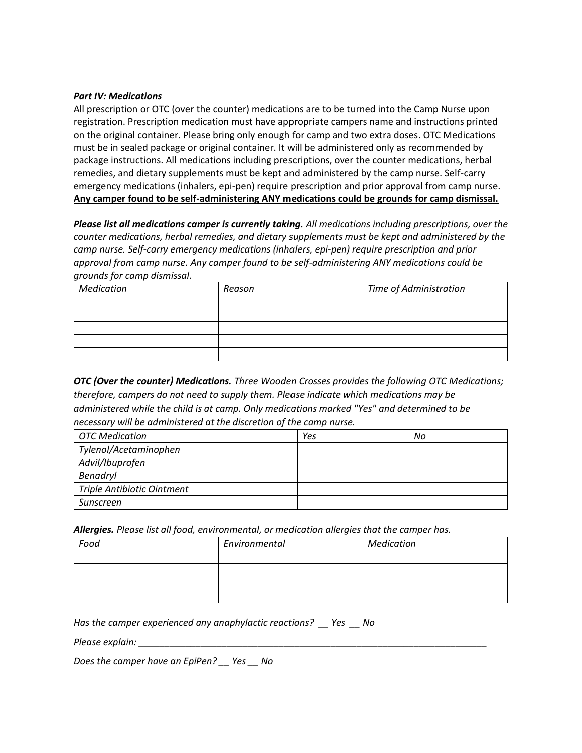***Part IV: Medications***

All prescription or OTC (over the counter) medications are to be turned into the Camp Nurse upon registration. Prescription medication must have appropriate campers name and instructions printed on the original container. Please bring only enough for camp and two extra doses. OTC Medications must be in sealed package or original container. It will be administered only as recommended by package instructions. All medications including prescriptions, over the counter medications, herbal remedies, and dietary supplements must be kept and administered by the camp nurse. Self-carry emergency medications (inhalers, epi-pen) require prescription and prior approval from camp nurse. **<u>Any camper found to be self-administering ANY medications could be grounds for camp dismissal.</u>**

***Please list all medications camper is currently taking.*** *All medications including prescriptions, over the counter medications, herbal remedies, and dietary supplements must be kept and administered by the camp nurse. Self-carry emergency medications (inhalers, epi-pen) require prescription and prior approval from camp nurse. Any camper found to be self-administering ANY medications could be grounds for camp dismissal.*

| *Medication* | *Reason* | *Time of Administration* |
|---|---|---|
| | | |
| | | |
| | | |
| | | |
| | | |

***OTC (Over the counter) Medications.*** *Three Wooden Crosses provides the following OTC Medications; therefore, campers do not need to supply them. Please indicate which medications may be administered while the child is at camp. Only medications marked "Yes" and determined to be necessary will be administered at the discretion of the camp nurse.*

| *OTC Medication* | *Yes* | *No* |
|---|---|---|
| *Tylenol/Acetaminophen* | | |
| *Advil/Ibuprofen* | | |
| *Benadryl* | | |
| *Triple Antibiotic Ointment* | | |
| *Sunscreen* | | |

***Allergies.*** *Please list all food, environmental, or medication allergies that the camper has.*

| *Food* | *Environmental* | *Medication* |
|---|---|---|
| | | |
| | | |
| | | |
| | | |

*Has the camper experienced any anaphylactic reactions? \_\_ Yes \_\_ No*

*Please explain: \_\_\_\_\_\_\_\_\_\_\_\_\_\_\_\_\_\_\_\_\_\_\_\_\_\_\_\_\_\_\_\_\_\_\_\_\_\_\_\_\_\_\_\_\_\_\_\_\_\_\_\_\_\_\_\_\_\_\_\_\_\_\_\_\_\_\_\_\_\_*

*Does the camper have an EpiPen? \_\_ Yes \_\_ No*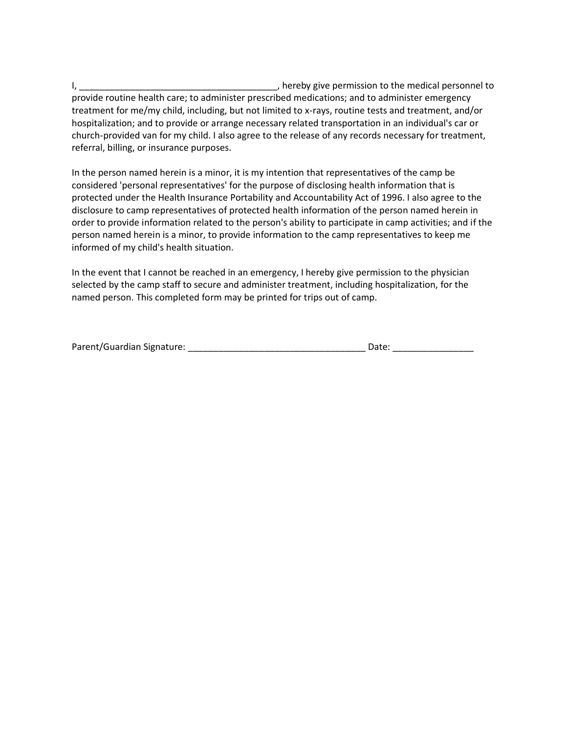I, ________________________________________, hereby give permission to the medical personnel to provide routine health care; to administer prescribed medications; and to administer emergency treatment for me/my child, including, but not limited to x-rays, routine tests and treatment, and/or hospitalization; and to provide or arrange necessary related transportation in an individual's car or church-provided van for my child. I also agree to the release of any records necessary for treatment, referral, billing, or insurance purposes.

In the person named herein is a minor, it is my intention that representatives of the camp be considered 'personal representatives' for the purpose of disclosing health information that is protected under the Health Insurance Portability and Accountability Act of 1996. I also agree to the disclosure to camp representatives of protected health information of the person named herein in order to provide information related to the person's ability to participate in camp activities; and if the person named herein is a minor, to provide information to the camp representatives to keep me informed of my child's health situation.

In the event that I cannot be reached in an emergency, I hereby give permission to the physician selected by the camp staff to secure and administer treatment, including hospitalization, for the named person. This completed form may be printed for trips out of camp.

Parent/Guardian Signature: ____________________________________ Date: ________________